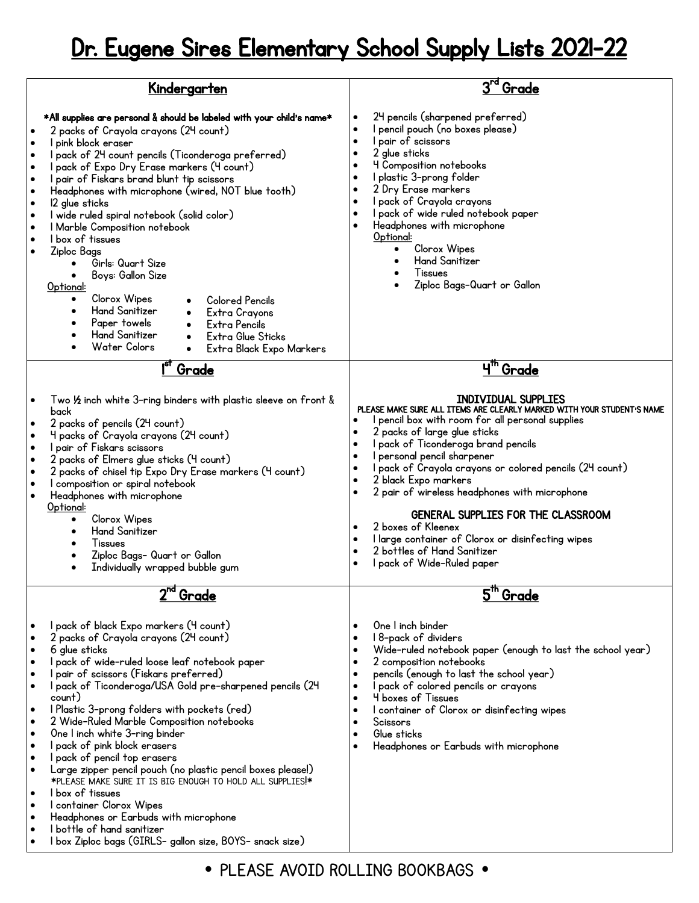# Dr. Eugene Sires Elementary School Supply Lists 2021-22

## Kindergarten

**\*All supplies are personal & should be labeled with your child's name\***

- 2 packs of Crayola crayons (24 count)
- 1 pink block eraser
- 1 pack of 24 count pencils (Ticonderoga preferred)
- 1 pack of Expo Dry Erase markers (4 count)
- 1 pair of Fiskars brand blunt tip scissors
- Headphones with microphone (wired, NOT blue tooth)
- 12 glue sticks
- 1 wide ruled spiral notebook (solid color)
- 1 Marble Composition notebook
- 1 box of tissues
- Ziploc Bags
  - Girls: Quart Size
  - Boys: Gallon Size

Optional:
- Clorox Wipes
- Hand Sanitizer
- Paper towels
- Hand Sanitizer
- Water Colors
- Colored Pencils
- Extra Crayons
- Extra Pencils
- Extra Glue Sticks
- Extra Black Expo Markers

## 1st Grade

- Two ½ inch white 3-ring binders with plastic sleeve on front & back
- 2 packs of pencils (24 count)
- 4 packs of Crayola crayons (24 count)
- 1 pair of Fiskars scissors
- 2 packs of Elmers glue sticks (4 count)
- 2 packs of chisel tip Expo Dry Erase markers (4 count)
- 1 composition or spiral notebook
- Headphones with microphone

Optional:
- Clorox Wipes
- Hand Sanitizer
- Tissues
- Ziploc Bags- Quart or Gallon
- Individually wrapped bubble gum

## 2nd Grade

- 1 pack of black Expo markers (4 count)
- 2 packs of Crayola crayons (24 count)
- 6 glue sticks
- 1 pack of wide-ruled loose leaf notebook paper
- 1 pair of scissors (Fiskars preferred)
- 1 pack of Ticonderoga/USA Gold pre-sharpened pencils (24 count)
- 1 Plastic 3-prong folders with pockets (red)
- 2 Wide-Ruled Marble Composition notebooks
- One 1 inch white 3-ring binder
- 1 pack of pink block erasers
- 1 pack of pencil top erasers
- Large zipper pencil pouch (no plastic pencil boxes please!)
  \*PLEASE MAKE SURE IT IS BIG ENOUGH TO HOLD ALL SUPPLIES!\*
- 1 box of tissues
- 1 container Clorox Wipes
- Headphones or Earbuds with microphone
- 1 bottle of hand sanitizer
- 1 box Ziploc bags (GIRLS- gallon size, BOYS- snack size)

## 3rd Grade

- 24 pencils (sharpened preferred)
- 1 pencil pouch (no boxes please)
- 1 pair of scissors
- 2 glue sticks
- 4 Composition notebooks
- 1 plastic 3-prong folder
- 2 Dry Erase markers
- 1 pack of Crayola crayons
- 1 pack of wide ruled notebook paper
- Headphones with microphone

Optional:
- Clorox Wipes
- Hand Sanitizer
- Tissues
- Ziploc Bags-Quart or Gallon

## 4th Grade

**INDIVIDUAL SUPPLIES**

PLEASE MAKE SURE ALL ITEMS ARE CLEARLY MARKED WITH YOUR STUDENT'S NAME

- 1 pencil box with room for all personal supplies
- 2 packs of large glue sticks
- 1 pack of Ticonderoga brand pencils
- 1 personal pencil sharpener
- 1 pack of Crayola crayons or colored pencils (24 count)
- 2 black Expo markers
- 2 pair of wireless headphones with microphone

**GENERAL SUPPLIES FOR THE CLASSROOM**

- 2 boxes of Kleenex
- 1 large container of Clorox or disinfecting wipes
- 2 bottles of Hand Sanitizer
- 1 pack of Wide-Ruled paper

## 5th Grade

- One 1 inch binder
- 1 8-pack of dividers
- Wide-ruled notebook paper (enough to last the school year)
- 2 composition notebooks
- pencils (enough to last the school year)
- 1 pack of colored pencils or crayons
- 4 boxes of Tissues
- 1 container of Clorox or disinfecting wipes
- Scissors
- Glue sticks
- Headphones or Earbuds with microphone

• PLEASE AVOID ROLLING BOOKBAGS •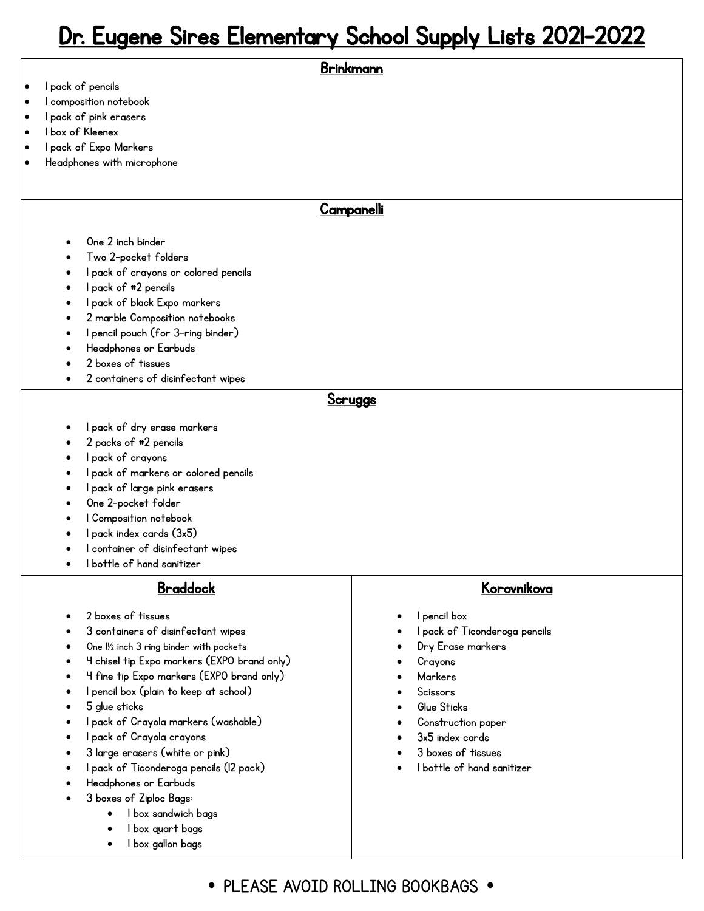# Dr. Eugene Sires Elementary School Supply Lists 2021-2022

## Brinkmann

- 1 pack of pencils
- 1 composition notebook
- 1 pack of pink erasers
- 1 box of Kleenex
- 1 pack of Expo Markers
- Headphones with microphone

## Campanelli

- One 2 inch binder
- Two 2-pocket folders
- 1 pack of crayons or colored pencils
- 1 pack of #2 pencils
- 1 pack of black Expo markers
- 2 marble Composition notebooks
- 1 pencil pouch (for 3-ring binder)
- Headphones or Earbuds
- 2 boxes of tissues
- 2 containers of disinfectant wipes

## Scruggs

- 1 pack of dry erase markers
- 2 packs of #2 pencils
- 1 pack of crayons
- 1 pack of markers or colored pencils
- 1 pack of large pink erasers
- One 2-pocket folder
- 1 Composition notebook
- 1 pack index cards (3x5)
- 1 container of disinfectant wipes
- 1 bottle of hand sanitizer

## Braddock

- 2 boxes of tissues
- 3 containers of disinfectant wipes
- One 1½ inch 3 ring binder with pockets
- 4 chisel tip Expo markers (EXPO brand only)
- 4 fine tip Expo markers (EXPO brand only)
- 1 pencil box (plain to keep at school)
- 5 glue sticks
- 1 pack of Crayola markers (washable)
- 1 pack of Crayola crayons
- 3 large erasers (white or pink)
- 1 pack of Ticonderoga pencils (12 pack)
- Headphones or Earbuds
- 3 boxes of Ziploc Bags:
  - 1 box sandwich bags
  - 1 box quart bags
  - 1 box gallon bags

## Korovnikova

- 1 pencil box
- 1 pack of Ticonderoga pencils
- Dry Erase markers
- Crayons
- Markers
- Scissors
- Glue Sticks
- Construction paper
- 3x5 index cards
- 3 boxes of tissues
- 1 bottle of hand sanitizer

• PLEASE AVOID ROLLING BOOKBAGS •